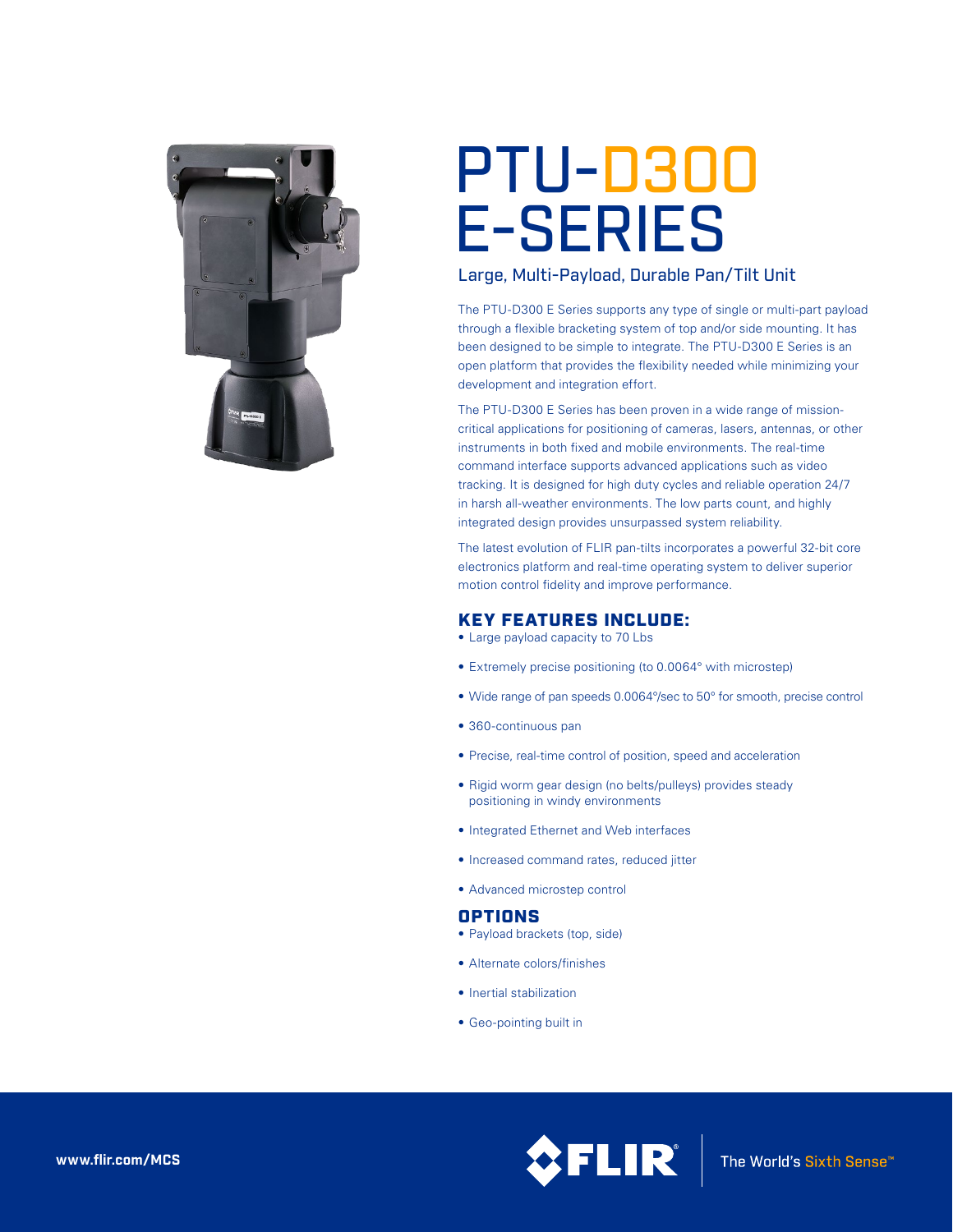# PTU-D300 E-SERIES

## Large, Multi-Payload, Durable Pan/Tilt Unit

The PTU-D300 E Series supports any type of single or multi-part payload through a flexible bracketing system of top and/or side mounting. It has been designed to be simple to integrate. The PTU-D300 E Series is an open platform that provides the flexibility needed while minimizing your development and integration effort.

The PTU-D300 E Series has been proven in a wide range of mission-critical applications for positioning of cameras, lasers, antennas, or other instruments in both fixed and mobile environments. The real-time command interface supports advanced applications such as video tracking. It is designed for high duty cycles and reliable operation 24/7 in harsh all-weather environments. The low parts count, and highly integrated design provides unsurpassed system reliability.

The latest evolution of FLIR pan-tilts incorporates a powerful 32-bit core electronics platform and real-time operating system to deliver superior motion control fidelity and improve performance.

### KEY FEATURES INCLUDE:

- Large payload capacity to 70 Lbs
- Extremely precise positioning (to 0.0064° with microstep)
- Wide range of pan speeds 0.0064°/sec to 50° for smooth, precise control
- 360-continuous pan
- Precise, real-time control of position, speed and acceleration
- Rigid worm gear design (no belts/pulleys) provides steady positioning in windy environments
- Integrated Ethernet and Web interfaces
- Increased command rates, reduced jitter
- Advanced microstep control

### OPTIONS

- Payload brackets (top, side)
- Alternate colors/finishes
- Inertial stabilization
- Geo-pointing built in

www.flir.com/MCS

FLIR The World's Sixth Sense™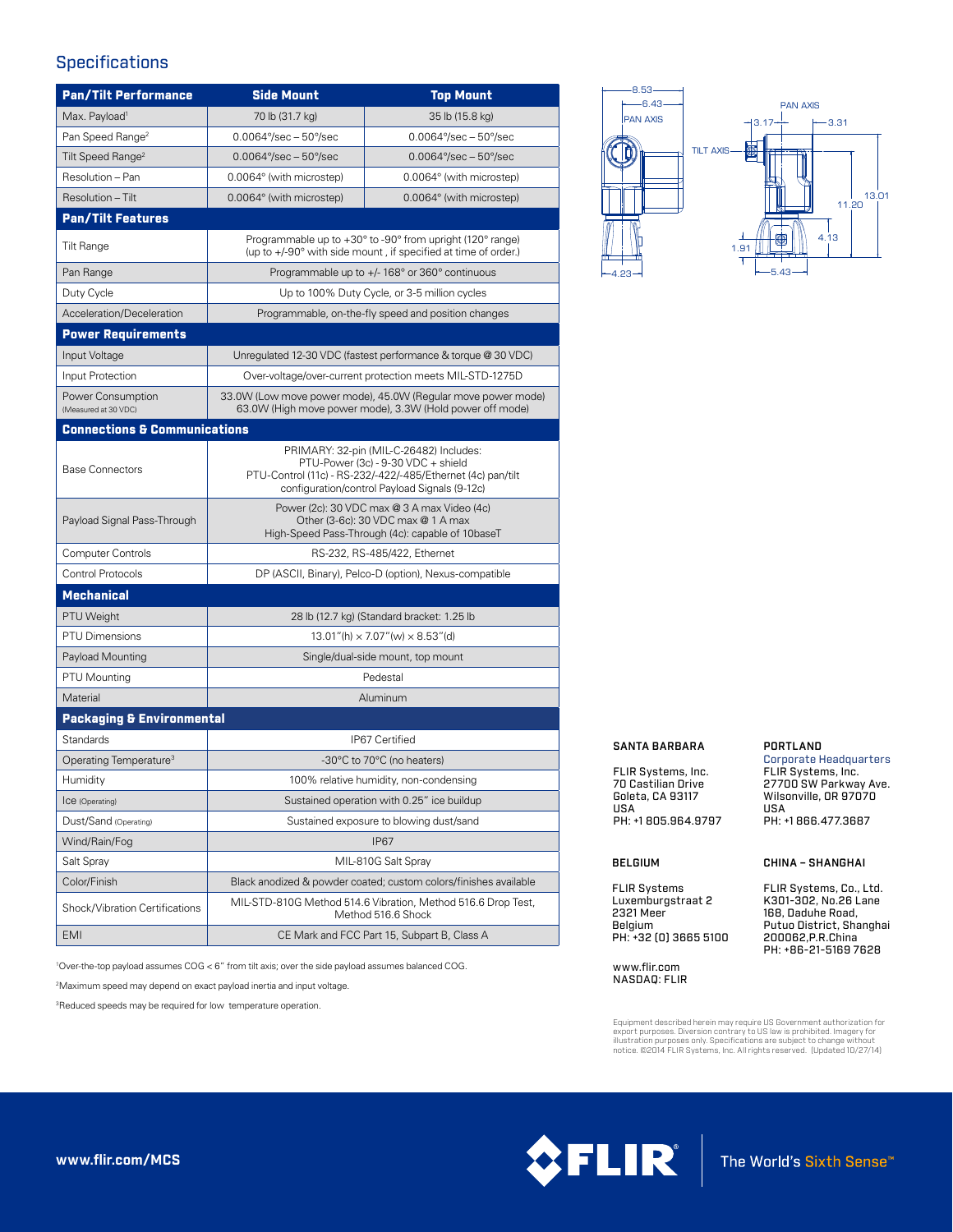## Specifications

| Pan/Tilt Performance | Side Mount | Top Mount |
|---|---|---|
| Max. Payload[1] | 70 lb (31.7 kg) | 35 lb (15.8 kg) |
| Pan Speed Range[2] | 0.0064°/sec – 50°/sec | 0.0064°/sec – 50°/sec |
| Tilt Speed Range[2] | 0.0064°/sec – 50°/sec | 0.0064°/sec – 50°/sec |
| Resolution – Pan | 0.0064° (with microstep) | 0.0064° (with microstep) |
| Resolution – Tilt | 0.0064° (with microstep) | 0.0064° (with microstep) |
| **Pan/Tilt Features** | | |
| Tilt Range | Programmable up to +30° to -90° from upright (120° range) (up to +/-90° with side mount , if specified at time of order.) | |
| Pan Range | Programmable up to +/- 168° or 360° continuous | |
| Duty Cycle | Up to 100% Duty Cycle, or 3-5 million cycles | |
| Acceleration/Deceleration | Programmable, on-the-fly speed and position changes | |
| **Power Requirements** | | |
| Input Voltage | Unregulated 12-30 VDC (fastest performance & torque @ 30 VDC) | |
| Input Protection | Over-voltage/over-current protection meets MIL-STD-1275D | |
| Power Consumption (Measured at 30 VDC) | 33.0W (Low move power mode), 45.0W (Regular move power mode) 63.0W (High move power mode), 3.3W (Hold power off mode) | |
| **Connections & Communications** | | |
| Base Connectors | PRIMARY: 32-pin (MIL-C-26482) Includes: PTU-Power (3c) - 9-30 VDC + shield PTU-Control (11c) - RS-232/-422/-485/Ethernet (4c) pan/tilt configuration/control Payload Signals (9-12c) | |
| Payload Signal Pass-Through | Power (2c): 30 VDC max @ 3 A max Video (4c) Other (3-6c): 30 VDC max @ 1 A max High-Speed Pass-Through (4c): capable of 10baseT | |
| Computer Controls | RS-232, RS-485/422, Ethernet | |
| Control Protocols | DP (ASCII, Binary), Pelco-D (option), Nexus-compatible | |
| **Mechanical** | | |
| PTU Weight | 28 lb (12.7 kg) (Standard bracket: 1.25 lb | |
| PTU Dimensions | 13.01"(h) × 7.07"(w) × 8.53"(d) | |
| Payload Mounting | Single/dual-side mount, top mount | |
| PTU Mounting | Pedestal | |
| Material | Aluminum | |
| **Packaging & Environmental** | | |
| Standards | IP67 Certified | |
| Operating Temperature[3] | -30°C to 70°C (no heaters) | |
| Humidity | 100% relative humidity, non-condensing | |
| Ice (Operating) | Sustained operation with 0.25" ice buildup | |
| Dust/Sand (Operating) | Sustained exposure to blowing dust/sand | |
| Wind/Rain/Fog | IP67 | |
| Salt Spray | MIL-810G Salt Spray | |
| Color/Finish | Black anodized & powder coated; custom colors/finishes available | |
| Shock/Vibration Certifications | MIL-STD-810G Method 514.6 Vibration, Method 516.6 Drop Test, Method 516.6 Shock | |
| EMI | CE Mark and FCC Part 15, Subpart B, Class A | |

[1]Over-the-top payload assumes COG < 6" from tilt axis; over the side payload assumes balanced COG.

[2]Maximum speed may depend on exact payload inertia and input voltage.

[3]Reduced speeds may be required for low temperature operation.

8.53
6.43
PAN AXIS
4.23
TILT AXIS
PAN AXIS
3.17
3.31
13.01
11.20
4.13
1.91
5.43

**SANTA BARBARA**

FLIR Systems, Inc.
70 Castilian Drive
Goleta, CA 93117
USA
PH: +1 805.964.9797

**PORTLAND**
Corporate Headquarters
FLIR Systems, Inc.
27700 SW Parkway Ave.
Wilsonville, OR 97070
USA
PH: +1 866.477.3687

**BELGIUM**

FLIR Systems
Luxemburgstraat 2
2321 Meer
Belgium
PH: +32 (0) 3665 5100

**CHINA – SHANGHAI**

FLIR Systems, Co., Ltd.
K301-302, No.26 Lane
168, Daduhe Road,
Putuo District, Shanghai
200062,P.R.China
PH: +86-21-5169 7628

www.flir.com
NASDAQ: FLIR

Equipment described herein may require US Government authorization for export purposes. Diversion contrary to US law is prohibited. Imagery for illustration purposes only. Specifications are subject to change without notice. ©2014 FLIR Systems, Inc. All rights reserved. (Updated 10/27/14)

www.flir.com/MCS

FLIR® The World's Sixth Sense™